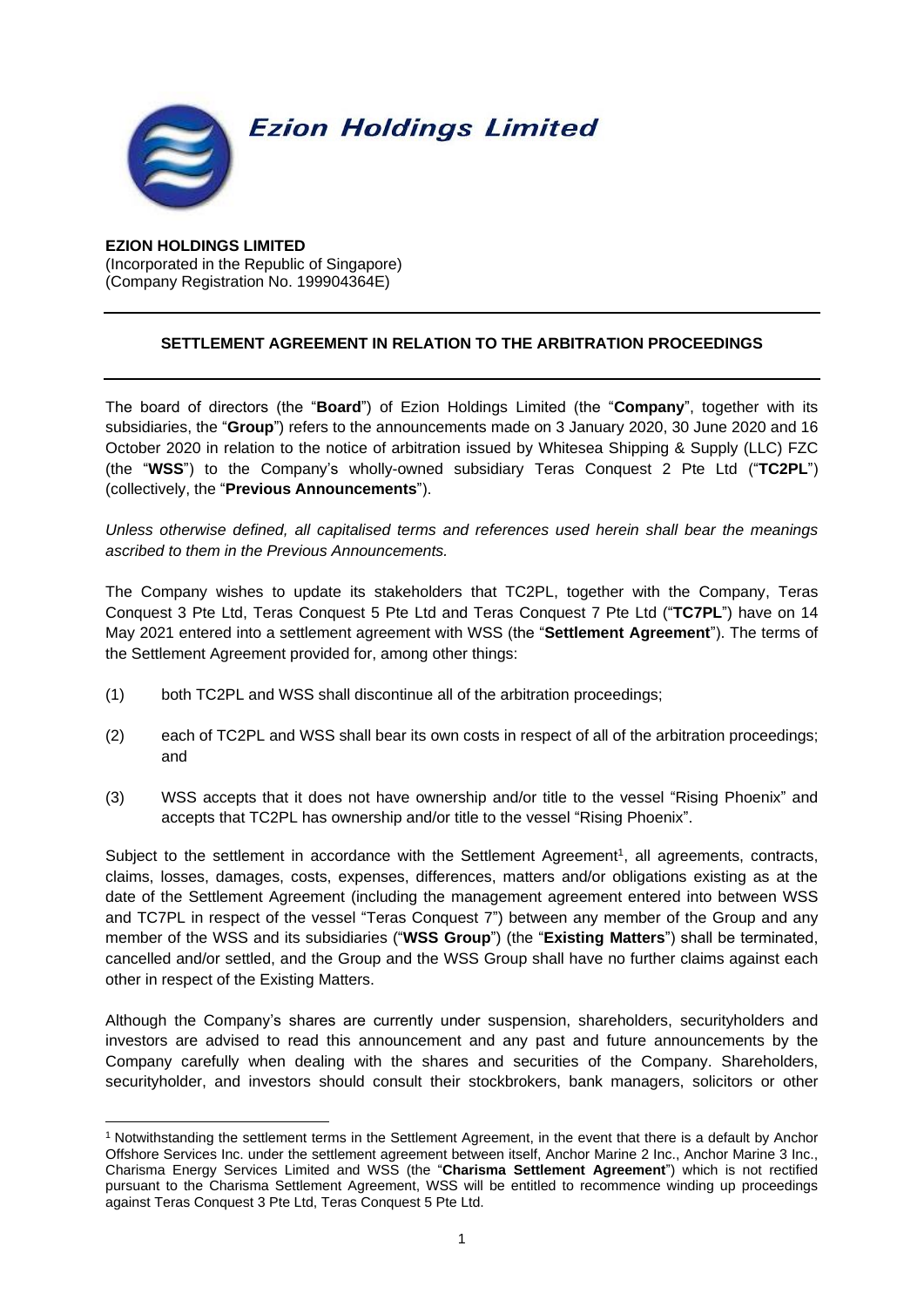**Ezion Holdings Limited**

**EZION HOLDINGS LIMITED**
(Incorporated in the Republic of Singapore)
(Company Registration No. 199904364E)

---

**SETTLEMENT AGREEMENT IN RELATION TO THE ARBITRATION PROCEEDINGS**

---

The board of directors (the "**Board**") of Ezion Holdings Limited (the "**Company**", together with its subsidiaries, the "**Group**") refers to the announcements made on 3 January 2020, 30 June 2020 and 16 October 2020 in relation to the notice of arbitration issued by Whitesea Shipping & Supply (LLC) FZC (the "**WSS**") to the Company's wholly-owned subsidiary Teras Conquest 2 Pte Ltd ("**TC2PL**") (collectively, the "**Previous Announcements**").

*Unless otherwise defined, all capitalised terms and references used herein shall bear the meanings ascribed to them in the Previous Announcements.*

The Company wishes to update its stakeholders that TC2PL, together with the Company, Teras Conquest 3 Pte Ltd, Teras Conquest 5 Pte Ltd and Teras Conquest 7 Pte Ltd ("**TC7PL**") have on 14 May 2021 entered into a settlement agreement with WSS (the "**Settlement Agreement**"). The terms of the Settlement Agreement provided for, among other things:

(1) both TC2PL and WSS shall discontinue all of the arbitration proceedings;

(2) each of TC2PL and WSS shall bear its own costs in respect of all of the arbitration proceedings; and

(3) WSS accepts that it does not have ownership and/or title to the vessel "Rising Phoenix" and accepts that TC2PL has ownership and/or title to the vessel "Rising Phoenix".

Subject to the settlement in accordance with the Settlement Agreement[1], all agreements, contracts, claims, losses, damages, costs, expenses, differences, matters and/or obligations existing as at the date of the Settlement Agreement (including the management agreement entered into between WSS and TC7PL in respect of the vessel "Teras Conquest 7") between any member of the Group and any member of the WSS and its subsidiaries ("**WSS Group**") (the "**Existing Matters**") shall be terminated, cancelled and/or settled, and the Group and the WSS Group shall have no further claims against each other in respect of the Existing Matters.

Although the Company's shares are currently under suspension, shareholders, securityholders and investors are advised to read this announcement and any past and future announcements by the Company carefully when dealing with the shares and securities of the Company. Shareholders, securityholder, and investors should consult their stockbrokers, bank managers, solicitors or other

---

[1] Notwithstanding the settlement terms in the Settlement Agreement, in the event that there is a default by Anchor Offshore Services Inc. under the settlement agreement between itself, Anchor Marine 2 Inc., Anchor Marine 3 Inc., Charisma Energy Services Limited and WSS (the "**Charisma Settlement Agreement**") which is not rectified pursuant to the Charisma Settlement Agreement, WSS will be entitled to recommence winding up proceedings against Teras Conquest 3 Pte Ltd, Teras Conquest 5 Pte Ltd.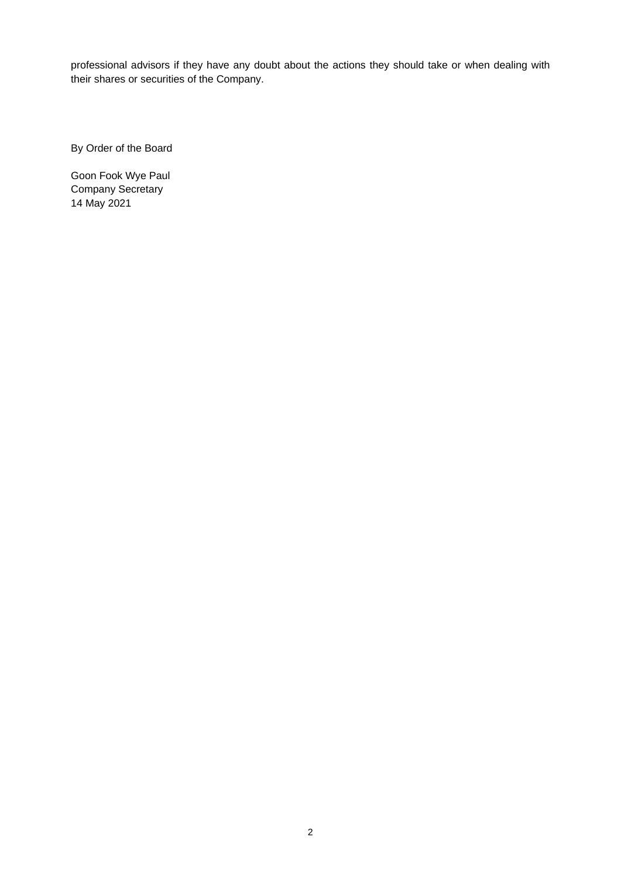professional advisors if they have any doubt about the actions they should take or when dealing with their shares or securities of the Company.

By Order of the Board

Goon Fook Wye Paul  
Company Secretary  
14 May 2021